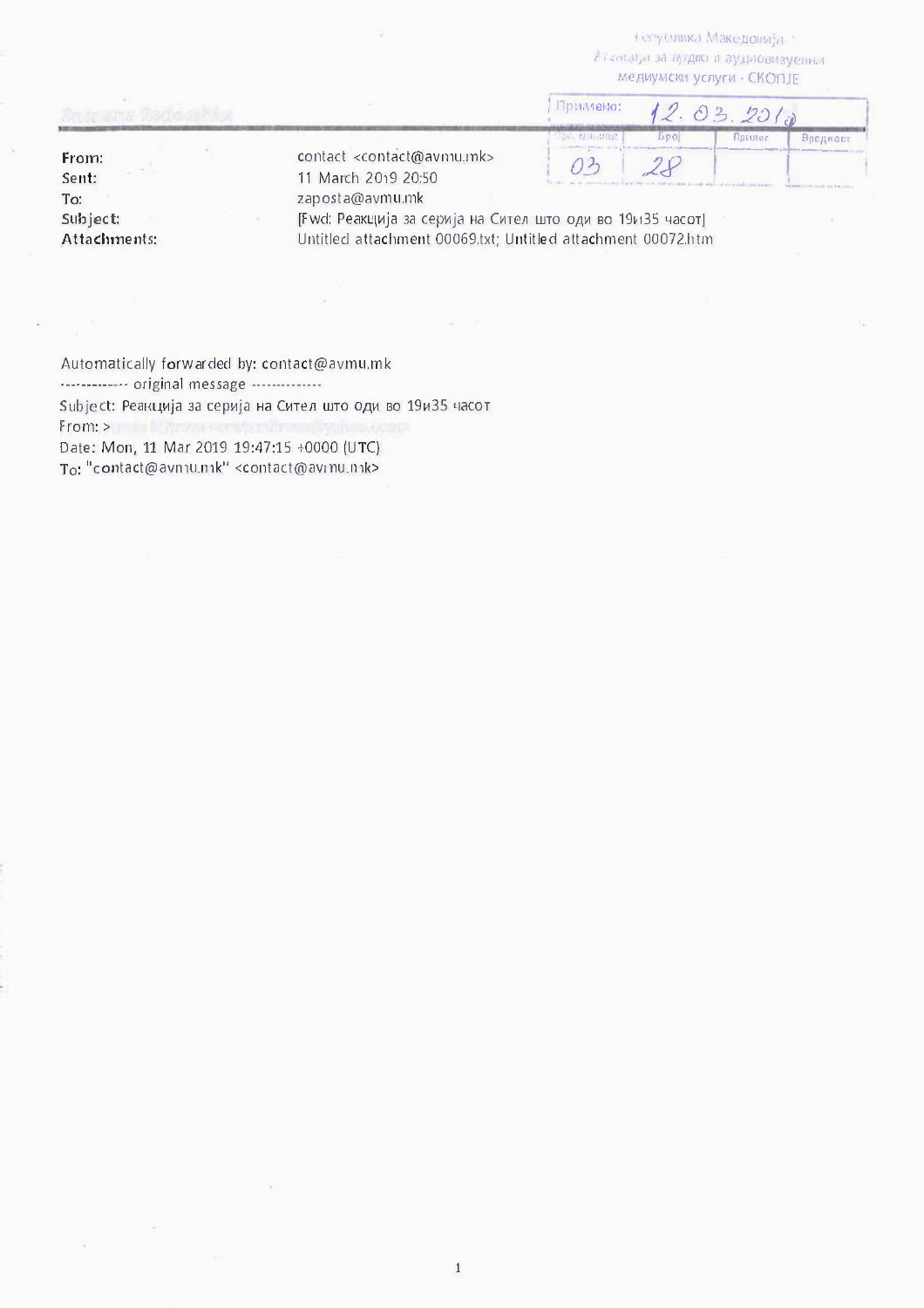Република Македонија
Агенција за аудио и аудиовизуелни
медиумски услуги - СКОПЈЕ

| Примено: | 12. 03. 2019 | | |
|---|---|---|---|
| Орг. единица | Број | Прилог | Вредност |
| 03 | 28 | | |

| | |
|---|---|
| **From:** | contact <contact@avmu.mk> |
| **Sent:** | 11 March 2019 20:50 |
| **To:** | zaposta@avmu.mk |
| **Subject:** | [Fwd: Реакција за серија на Сител што оди во 19и35 часот] |
| **Attachments:** | Untitled attachment 00069.txt; Untitled attachment 00072.htm |

Automatically forwarded by: contact@avmu.mk
------------- original message -------------
Subject: Реакција за серија на Сител што оди во 19и35 часот
From: >
Date: Mon, 11 Mar 2019 19:47:15 +0000 (UTC)
To: "contact@avmu.mk" <contact@avmu.mk>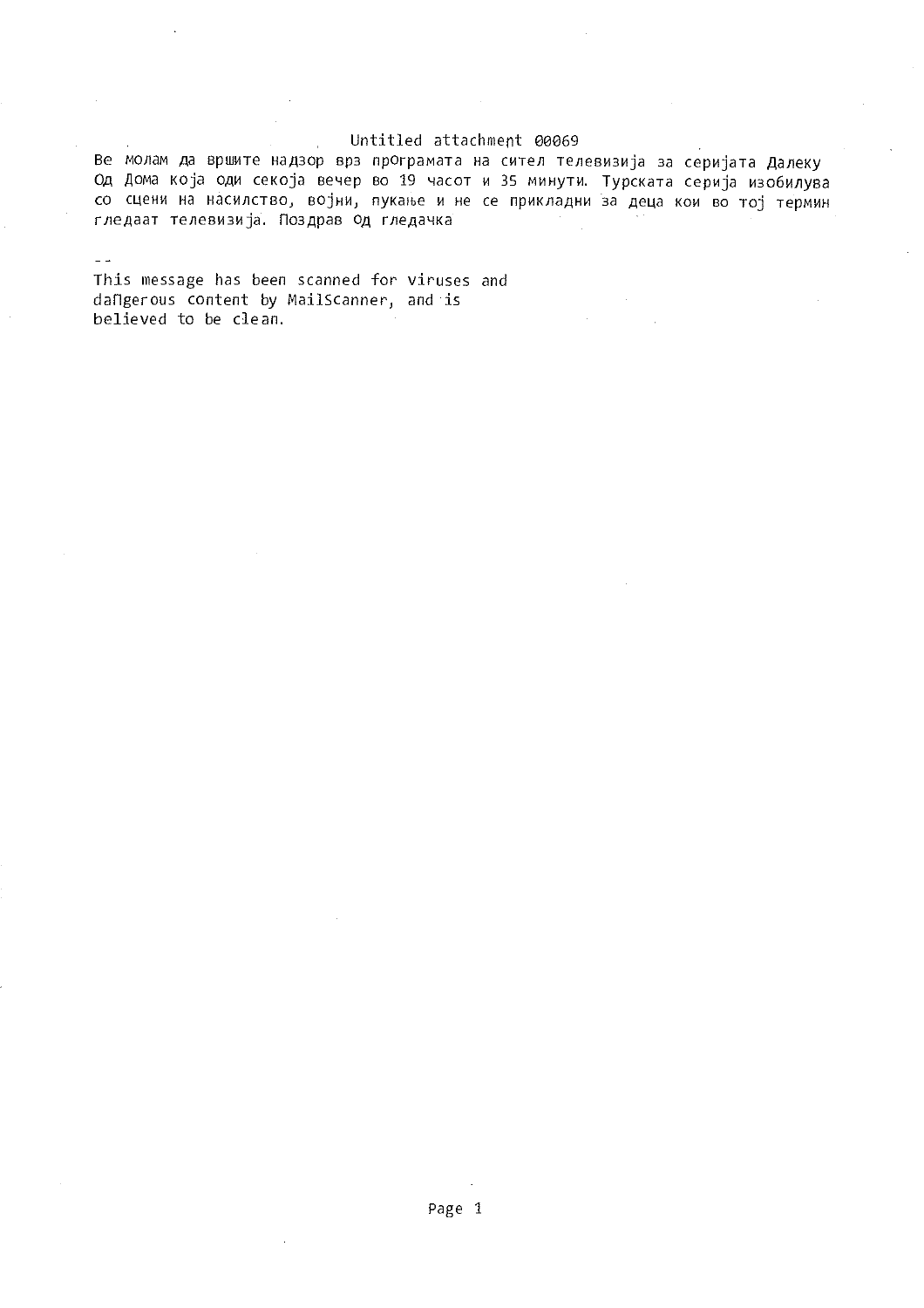Untitled attachment 00069

Ве молам да вршите надзор врз програмата на сител телевизија за серијата Далеку Од Дома која оди секоја вечер во 19 часот и 35 минути. Турската серија изобилува со сцени на насилство, војни, пукање и не се прикладни за деца кои во тој термин гледаат телевизија. Поздрав од гледачка

--

This message has been scanned for viruses and dangerous content by MailScanner, and is believed to be clean.